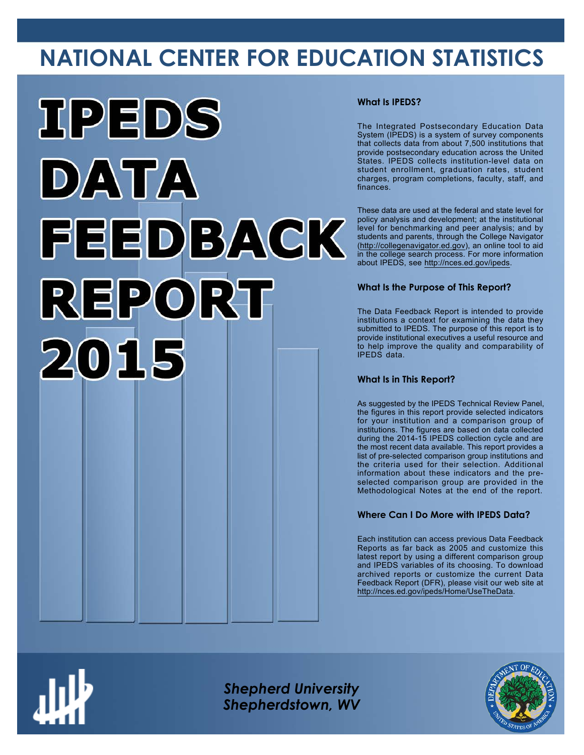# NATIONAL CENTER FOR EDUCATION STATISTICS

# IPEDS DATA FEEDBACK REPORT 2015

## What Is IPEDS?

The Integrated Postsecondary Education Data System (IPEDS) is a system of survey components that collects data from about 7,500 institutions that provide postsecondary education across the United States. IPEDS collects institution-level data on student enrollment, graduation rates, student charges, program completions, faculty, staff, and finances.

These data are used at the federal and state level for policy analysis and development; at the institutional level for benchmarking and peer analysis; and by students and parents, through the College Navigator (http://collegenavigator.ed.gov), an online tool to aid in the college search process. For more information about IPEDS, see http://nces.ed.gov/ipeds.

## What Is the Purpose of This Report?

The Data Feedback Report is intended to provide institutions a context for examining the data they submitted to IPEDS. The purpose of this report is to provide institutional executives a useful resource and to help improve the quality and comparability of IPEDS data.

## What Is in This Report?

As suggested by the IPEDS Technical Review Panel, the figures in this report provide selected indicators for your institution and a comparison group of institutions. The figures are based on data collected during the 2014-15 IPEDS collection cycle and are the most recent data available. This report provides a list of pre-selected comparison group institutions and the criteria used for their selection. Additional information about these indicators and the pre-selected comparison group are provided in the Methodological Notes at the end of the report.

## Where Can I Do More with IPEDS Data?

Each institution can access previous Data Feedback Reports as far back as 2005 and customize this latest report by using a different comparison group and IPEDS variables of its choosing. To download archived reports or customize the current Data Feedback Report (DFR), please visit our web site at http://nces.ed.gov/ipeds/Home/UseTheData.

*Shepherd University*
*Shepherdstown, WV*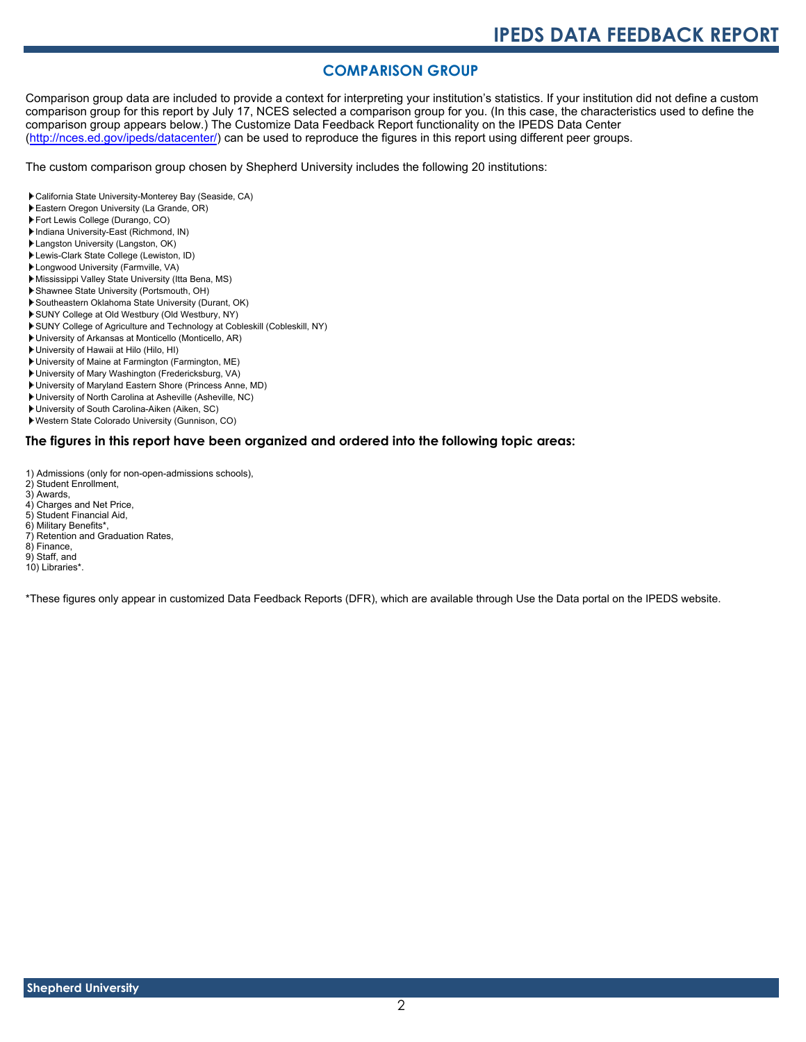## COMPARISON GROUP

Comparison group data are included to provide a context for interpreting your institution's statistics. If your institution did not define a custom comparison group for this report by July 17, NCES selected a comparison group for you. (In this case, the characteristics used to define the comparison group appears below.) The Customize Data Feedback Report functionality on the IPEDS Data Center (http://nces.ed.gov/ipeds/datacenter/) can be used to reproduce the figures in this report using different peer groups.

The custom comparison group chosen by Shepherd University includes the following 20 institutions:

- California State University-Monterey Bay (Seaside, CA)
- Eastern Oregon University (La Grande, OR)
- Fort Lewis College (Durango, CO)
- Indiana University-East (Richmond, IN)
- Langston University (Langston, OK)
- Lewis-Clark State College (Lewiston, ID)
- Longwood University (Farmville, VA)
- Mississippi Valley State University (Itta Bena, MS)
- Shawnee State University (Portsmouth, OH)
- Southeastern Oklahoma State University (Durant, OK)
- SUNY College at Old Westbury (Old Westbury, NY)
- SUNY College of Agriculture and Technology at Cobleskill (Cobleskill, NY)
- University of Arkansas at Monticello (Monticello, AR)
- University of Hawaii at Hilo (Hilo, HI)
- University of Maine at Farmington (Farmington, ME)
- University of Mary Washington (Fredericksburg, VA)
- University of Maryland Eastern Shore (Princess Anne, MD)
- University of North Carolina at Asheville (Asheville, NC)
- University of South Carolina-Aiken (Aiken, SC)
- Western State Colorado University (Gunnison, CO)

### The figures in this report have been organized and ordered into the following topic areas:

1) Admissions (only for non-open-admissions schools),
2) Student Enrollment,
3) Awards,
4) Charges and Net Price,
5) Student Financial Aid,
6) Military Benefits*,
7) Retention and Graduation Rates,
8) Finance,
9) Staff, and
10) Libraries*.

*These figures only appear in customized Data Feedback Reports (DFR), which are available through Use the Data portal on the IPEDS website.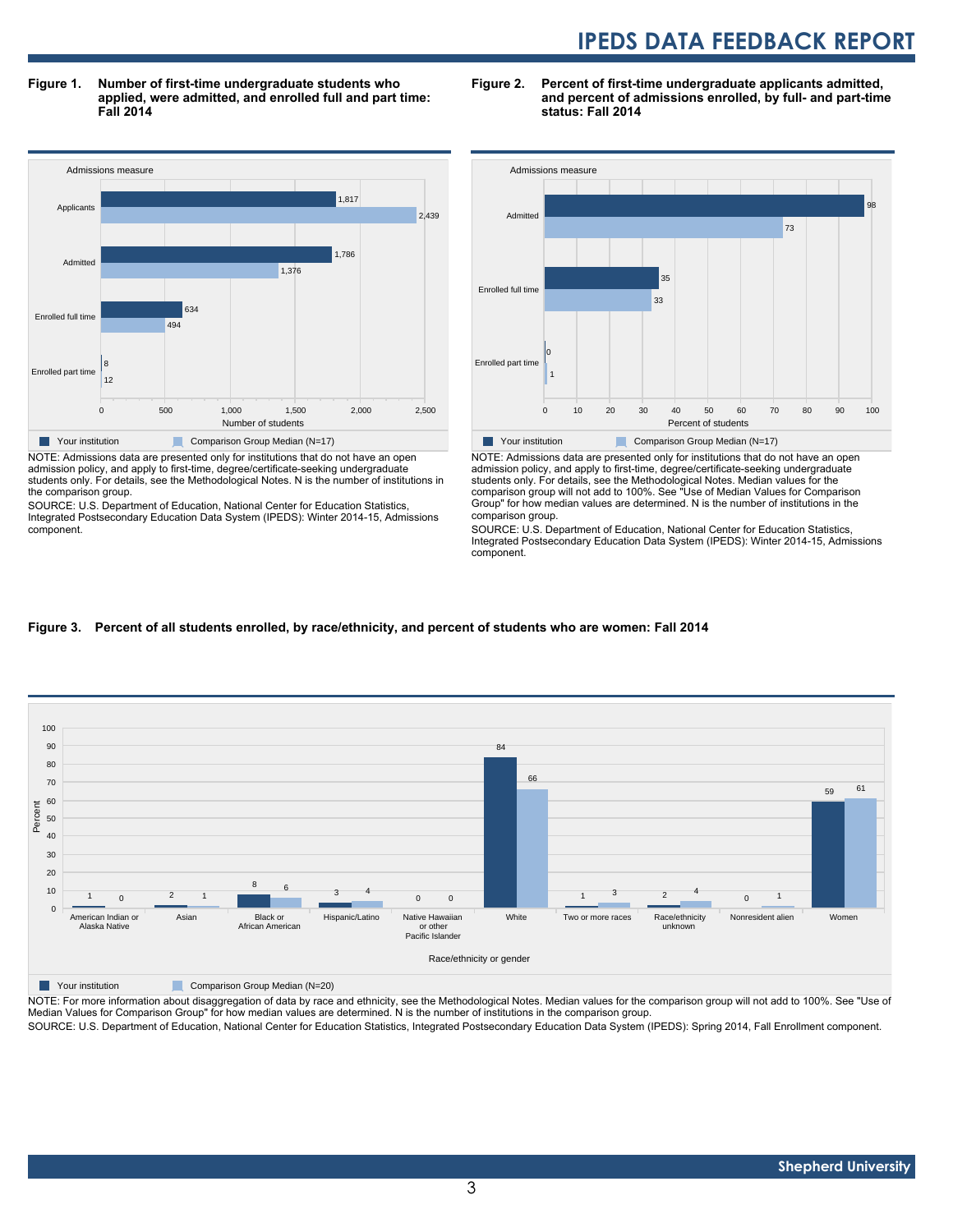## Figure 1. Number of first-time undergraduate students who applied, were admitted, and enrolled full and part time: Fall 2014

| Admissions measure | Your institution | Comparison Group Median (N=17) |
|---|---|---|
| Applicants | 1,817 | 2,439 |
| Admitted | 1,786 | 1,376 |
| Enrolled full time | 634 | 494 |
| Enrolled part time | 8 | 12 |

NOTE: Admissions data are presented only for institutions that do not have an open admission policy, and apply to first-time, degree/certificate-seeking undergraduate students only. For details, see the Methodological Notes. N is the number of institutions in the comparison group.

SOURCE: U.S. Department of Education, National Center for Education Statistics, Integrated Postsecondary Education Data System (IPEDS): Winter 2014-15, Admissions component.

## Figure 2. Percent of first-time undergraduate applicants admitted, and percent of admissions enrolled, by full- and part-time status: Fall 2014

| Admissions measure | Your institution | Comparison Group Median (N=17) |
|---|---|---|
| Admitted | 98 | 73 |
| Enrolled full time | 35 | 33 |
| Enrolled part time | 0 | 1 |

NOTE: Admissions data are presented only for institutions that do not have an open admission policy, and apply to first-time, degree/certificate-seeking undergraduate students only. For details, see the Methodological Notes. Median values for the comparison group will not add to 100%. See "Use of Median Values for Comparison Group" for how median values are determined. N is the number of institutions in the comparison group.

SOURCE: U.S. Department of Education, National Center for Education Statistics, Integrated Postsecondary Education Data System (IPEDS): Winter 2014-15, Admissions component.

## Figure 3. Percent of all students enrolled, by race/ethnicity, and percent of students who are women: Fall 2014

| Race/ethnicity or gender | Your institution | Comparison Group Median (N=20) |
|---|---|---|
| American Indian or Alaska Native | 1 | 0 |
| Asian | 2 | 1 |
| Black or African American | 8 | 6 |
| Hispanic/Latino | 3 | 4 |
| Native Hawaiian or other Pacific Islander | 0 | 0 |
| White | 84 | 66 |
| Two or more races | 1 | 3 |
| Race/ethnicity unknown | 2 | 4 |
| Nonresident alien | 0 | 1 |
| Women | 59 | 61 |

NOTE: For more information about disaggregation of data by race and ethnicity, see the Methodological Notes. Median values for the comparison group will not add to 100%. See "Use of Median Values for Comparison Group" for how median values are determined. N is the number of institutions in the comparison group.

SOURCE: U.S. Department of Education, National Center for Education Statistics, Integrated Postsecondary Education Data System (IPEDS): Spring 2014, Fall Enrollment component.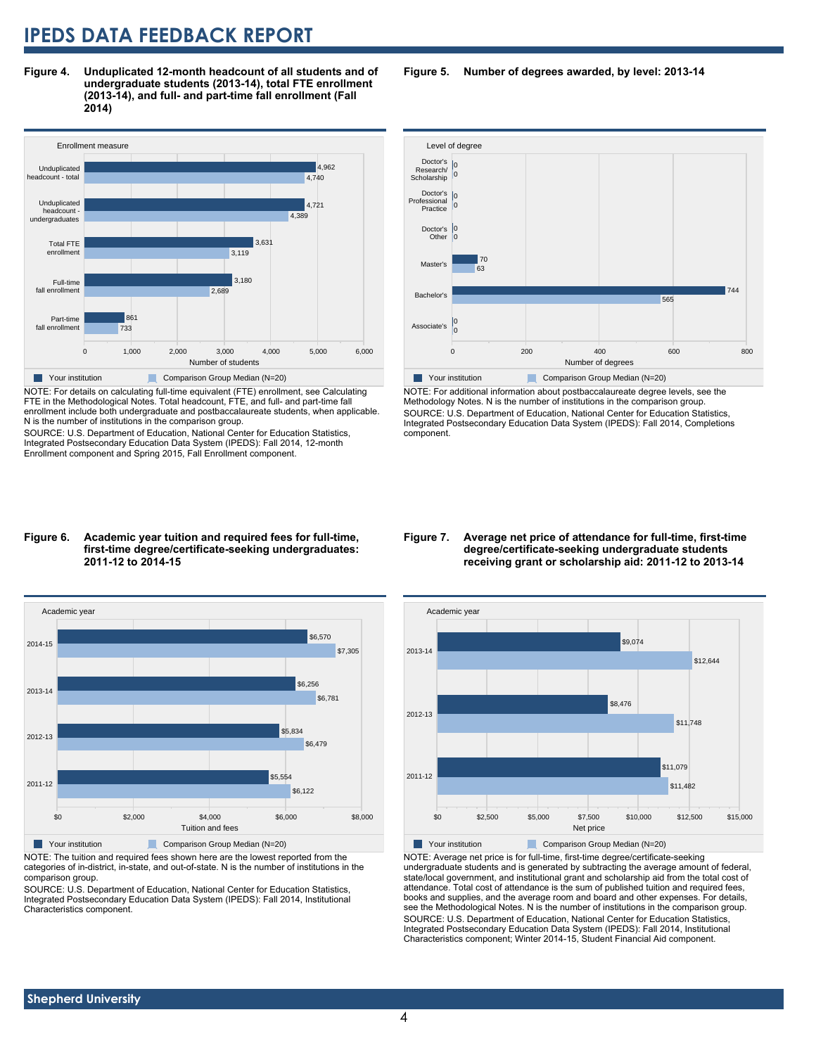**Figure 4. Unduplicated 12-month headcount of all students and of undergraduate students (2013-14), total FTE enrollment (2013-14), and full- and part-time fall enrollment (Fall 2014)**

| Enrollment measure | Your institution | Comparison Group Median (N=20) |
| --- | --- | --- |
| Unduplicated headcount - total | 4,962 | 4,740 |
| Unduplicated headcount - undergraduates | 4,721 | 4,389 |
| Total FTE enrollment | 3,631 | 3,119 |
| Full-time fall enrollment | 3,180 | 2,689 |
| Part-time fall enrollment | 861 | 733 |

Number of students

NOTE: For details on calculating full-time equivalent (FTE) enrollment, see Calculating FTE in the Methodological Notes. Total headcount, FTE, and full- and part-time fall enrollment include both undergraduate and postbaccalaureate students, when applicable. N is the number of institutions in the comparison group.
SOURCE: U.S. Department of Education, National Center for Education Statistics, Integrated Postsecondary Education Data System (IPEDS): Fall 2014, 12-month Enrollment component and Spring 2015, Fall Enrollment component.

**Figure 5. Number of degrees awarded, by level: 2013-14**

| Level of degree | Your institution | Comparison Group Median (N=20) |
| --- | --- | --- |
| Doctor's Research/ Scholarship | 0 | 0 |
| Doctor's Professional Practice | 0 | 0 |
| Doctor's Other | 0 | 0 |
| Master's | 70 | 63 |
| Bachelor's | 744 | 565 |
| Associate's | 0 | 0 |

Number of degrees

NOTE: For additional information about postbaccalaureate degree levels, see the Methodology Notes. N is the number of institutions in the comparison group.
SOURCE: U.S. Department of Education, National Center for Education Statistics, Integrated Postsecondary Education Data System (IPEDS): Fall 2014, Completions component.

**Figure 6. Academic year tuition and required fees for full-time, first-time degree/certificate-seeking undergraduates: 2011-12 to 2014-15**

| Academic year | Your institution | Comparison Group Median (N=20) |
| --- | --- | --- |
| 2014-15 | $6,570 | $7,305 |
| 2013-14 | $6,256 | $6,781 |
| 2012-13 | $5,834 | $6,479 |
| 2011-12 | $5,554 | $6,122 |

Tuition and fees

NOTE: The tuition and required fees shown here are the lowest reported from the categories of in-district, in-state, and out-of-state. N is the number of institutions in the comparison group.
SOURCE: U.S. Department of Education, National Center for Education Statistics, Integrated Postsecondary Education Data System (IPEDS): Fall 2014, Institutional Characteristics component.

**Figure 7. Average net price of attendance for full-time, first-time degree/certificate-seeking undergraduate students receiving grant or scholarship aid: 2011-12 to 2013-14**

| Academic year | Your institution | Comparison Group Median (N=20) |
| --- | --- | --- |
| 2013-14 | $9,074 | $12,644 |
| 2012-13 | $8,476 | $11,748 |
| 2011-12 | $11,079 | $11,482 |

Net price

NOTE: Average net price is for full-time, first-time degree/certificate-seeking undergraduate students and is generated by subtracting the average amount of federal, state/local government, and institutional grant and scholarship aid from the total cost of attendance. Total cost of attendance is the sum of published tuition and required fees, books and supplies, and the average room and board and other expenses. For details, see the Methodological Notes. N is the number of institutions in the comparison group.
SOURCE: U.S. Department of Education, National Center for Education Statistics, Integrated Postsecondary Education Data System (IPEDS): Fall 2014, Institutional Characteristics component; Winter 2014-15, Student Financial Aid component.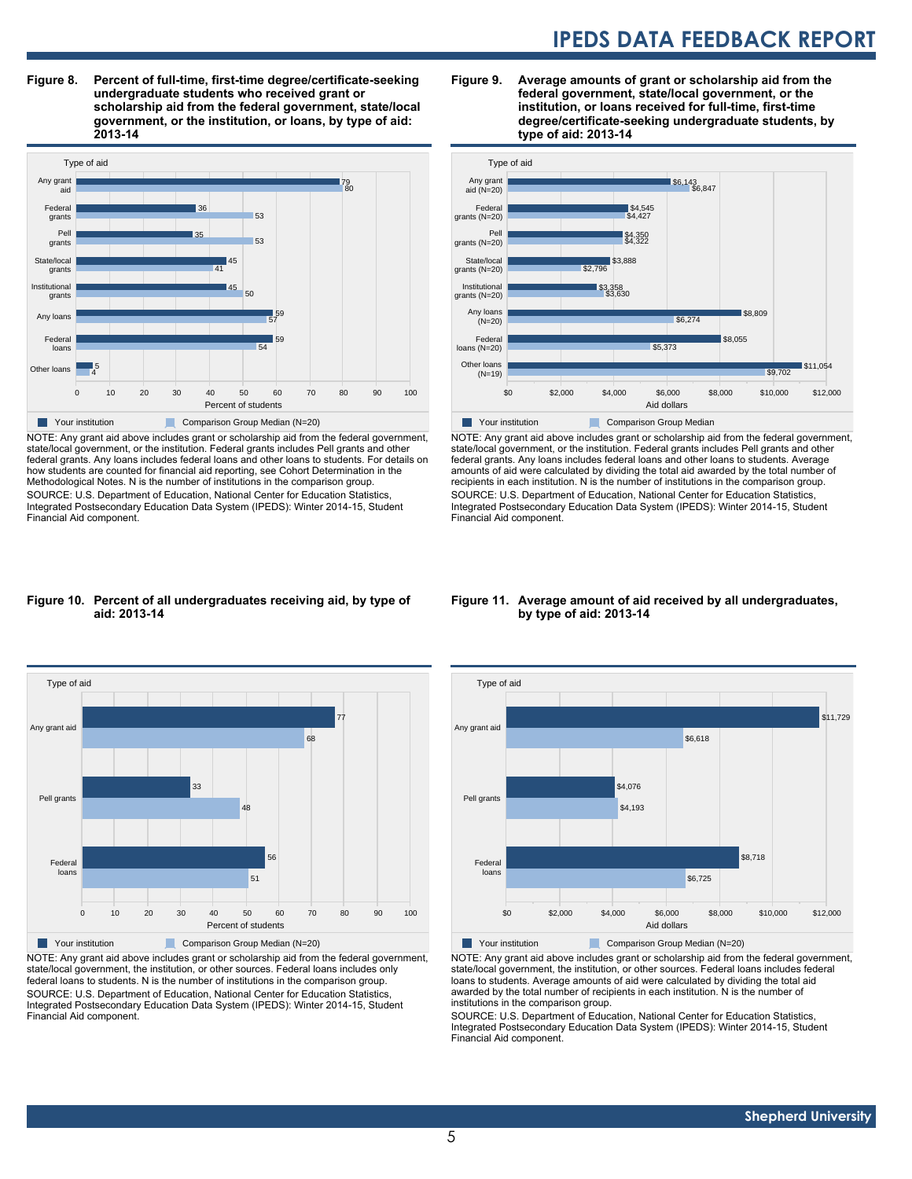**Figure 8. Percent of full-time, first-time degree/certificate-seeking undergraduate students who received grant or scholarship aid from the federal government, state/local government, or the institution, or loans, by type of aid: 2013-14**

| Type of aid | Your institution | Comparison Group Median (N=20) |
| --- | --- | --- |
| Any grant aid | 79 | 80 |
| Federal grants | 36 | 53 |
| Pell grants | 35 | 53 |
| State/local grants | 45 | 41 |
| Institutional grants | 45 | 50 |
| Any loans | 59 | 57 |
| Federal loans | 59 | 54 |
| Other loans | 5 | 4 |

Percent of students

NOTE: Any grant aid above includes grant or scholarship aid from the federal government, state/local government, or the institution. Federal grants includes Pell grants and other federal grants. Any loans includes federal loans and other loans to students. For details on how students are counted for financial aid reporting, see Cohort Determination in the Methodological Notes. N is the number of institutions in the comparison group.

SOURCE: U.S. Department of Education, National Center for Education Statistics, Integrated Postsecondary Education Data System (IPEDS): Winter 2014-15, Student Financial Aid component.

**Figure 9. Average amounts of grant or scholarship aid from the federal government, state/local government, or the institution, or loans received for full-time, first-time degree/certificate-seeking undergraduate students, by type of aid: 2013-14**

| Type of aid | Your institution | Comparison Group Median |
| --- | --- | --- |
| Any grant aid (N=20) | $6,143 | $6,847 |
| Federal grants (N=20) | $4,545 | $4,427 |
| Pell grants (N=20) | $4,350 | $4,322 |
| State/local grants (N=20) | $3,888 | $2,796 |
| Institutional grants (N=20) | $3,358 | $3,630 |
| Any loans (N=20) | $8,809 | $6,274 |
| Federal loans (N=20) | $8,055 | $5,373 |
| Other loans (N=19) | $11,054 | $9,702 |

Aid dollars

NOTE: Any grant aid above includes grant or scholarship aid from the federal government, state/local government, or the institution. Federal grants includes Pell grants and other federal grants. Any loans includes federal loans and other loans to students. Average amounts of aid were calculated by dividing the total aid awarded by the total number of recipients in each institution. N is the number of institutions in the comparison group.

SOURCE: U.S. Department of Education, National Center for Education Statistics, Integrated Postsecondary Education Data System (IPEDS): Winter 2014-15, Student Financial Aid component.

**Figure 10. Percent of all undergraduates receiving aid, by type of aid: 2013-14**

| Type of aid | Your institution | Comparison Group Median (N=20) |
| --- | --- | --- |
| Any grant aid | 77 | 68 |
| Pell grants | 33 | 48 |
| Federal loans | 56 | 51 |

Percent of students

NOTE: Any grant aid above includes grant or scholarship aid from the federal government, state/local government, the institution, or other sources. Federal loans includes only federal loans to students. N is the number of institutions in the comparison group.

SOURCE: U.S. Department of Education, National Center for Education Statistics, Integrated Postsecondary Education Data System (IPEDS): Winter 2014-15, Student Financial Aid component.

**Figure 11. Average amount of aid received by all undergraduates, by type of aid: 2013-14**

| Type of aid | Your institution | Comparison Group Median (N=20) |
| --- | --- | --- |
| Any grant aid | $11,729 | $6,618 |
| Pell grants | $4,076 | $4,193 |
| Federal loans | $8,718 | $6,725 |

Aid dollars

NOTE: Any grant aid above includes grant or scholarship aid from the federal government, state/local government, the institution, or other sources. Federal loans includes federal loans to students. Average amounts of aid were calculated by dividing the total aid awarded by the total number of recipients in each institution. N is the number of institutions in the comparison group.

SOURCE: U.S. Department of Education, National Center for Education Statistics, Integrated Postsecondary Education Data System (IPEDS): Winter 2014-15, Student Financial Aid component.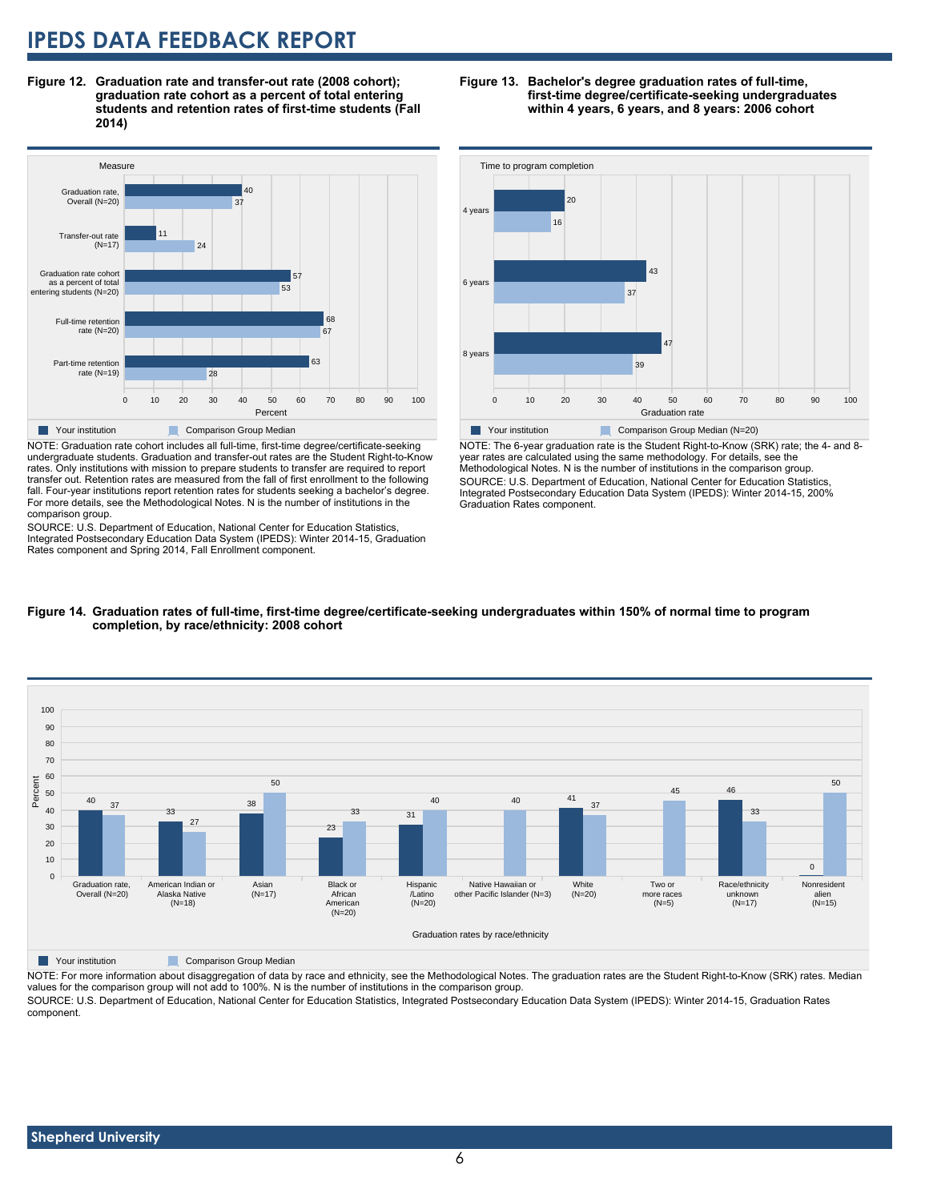# IPEDS DATA FEEDBACK REPORT

**Figure 12. Graduation rate and transfer-out rate (2008 cohort); graduation rate cohort as a percent of total entering students and retention rates of first-time students (Fall 2014)**

| Measure | Your institution | Comparison Group Median |
|---|---|---|
| Graduation rate, Overall (N=20) | 40 | 37 |
| Transfer-out rate (N=17) | 11 | 24 |
| Graduation rate cohort as a percent of total entering students (N=20) | 57 | 53 |
| Full-time retention rate (N=20) | 68 | 67 |
| Part-time retention rate (N=19) | 63 | 28 |

NOTE: Graduation rate cohort includes all full-time, first-time degree/certificate-seeking undergraduate students. Graduation and transfer-out rates are the Student Right-to-Know rates. Only institutions with mission to prepare students to transfer are required to report transfer out. Retention rates are measured from the fall of first enrollment to the following fall. Four-year institutions report retention rates for students seeking a bachelor's degree. For more details, see the Methodological Notes. N is the number of institutions in the comparison group.

SOURCE: U.S. Department of Education, National Center for Education Statistics, Integrated Postsecondary Education Data System (IPEDS): Winter 2014-15, Graduation Rates component and Spring 2014, Fall Enrollment component.

**Figure 13. Bachelor's degree graduation rates of full-time, first-time degree/certificate-seeking undergraduates within 4 years, 6 years, and 8 years: 2006 cohort**

| Time to program completion | Your institution | Comparison Group Median (N=20) |
|---|---|---|
| 4 years | 20 | 16 |
| 6 years | 43 | 37 |
| 8 years | 47 | 39 |

NOTE: The 6-year graduation rate is the Student Right-to-Know (SRK) rate; the 4- and 8-year rates are calculated using the same methodology. For details, see the Methodological Notes. N is the number of institutions in the comparison group.

SOURCE: U.S. Department of Education, National Center for Education Statistics, Integrated Postsecondary Education Data System (IPEDS): Winter 2014-15, 200% Graduation Rates component.

**Figure 14. Graduation rates of full-time, first-time degree/certificate-seeking undergraduates within 150% of normal time to program completion, by race/ethnicity: 2008 cohort**

| Graduation rates by race/ethnicity | Your institution | Comparison Group Median |
|---|---|---|
| Graduation rate, Overall (N=20) | 40 | 37 |
| American Indian or Alaska Native (N=18) | 33 | 27 |
| Asian (N=17) | 38 | 50 |
| Black or African American (N=20) | 23 | 33 |
| Hispanic /Latino (N=20) | 31 | 40 |
| Native Hawaiian or other Pacific Islander (N=3) | | 40 |
| White (N=20) | 41 | 37 |
| Two or more races (N=5) | | 45 |
| Race/ethnicity unknown (N=17) | 46 | 33 |
| Nonresident alien (N=15) | 0 | 50 |

NOTE: For more information about disaggregation of data by race and ethnicity, see the Methodological Notes. The graduation rates are the Student Right-to-Know (SRK) rates. Median values for the comparison group will not add to 100%. N is the number of institutions in the comparison group.

SOURCE: U.S. Department of Education, National Center for Education Statistics, Integrated Postsecondary Education Data System (IPEDS): Winter 2014-15, Graduation Rates component.

Shepherd University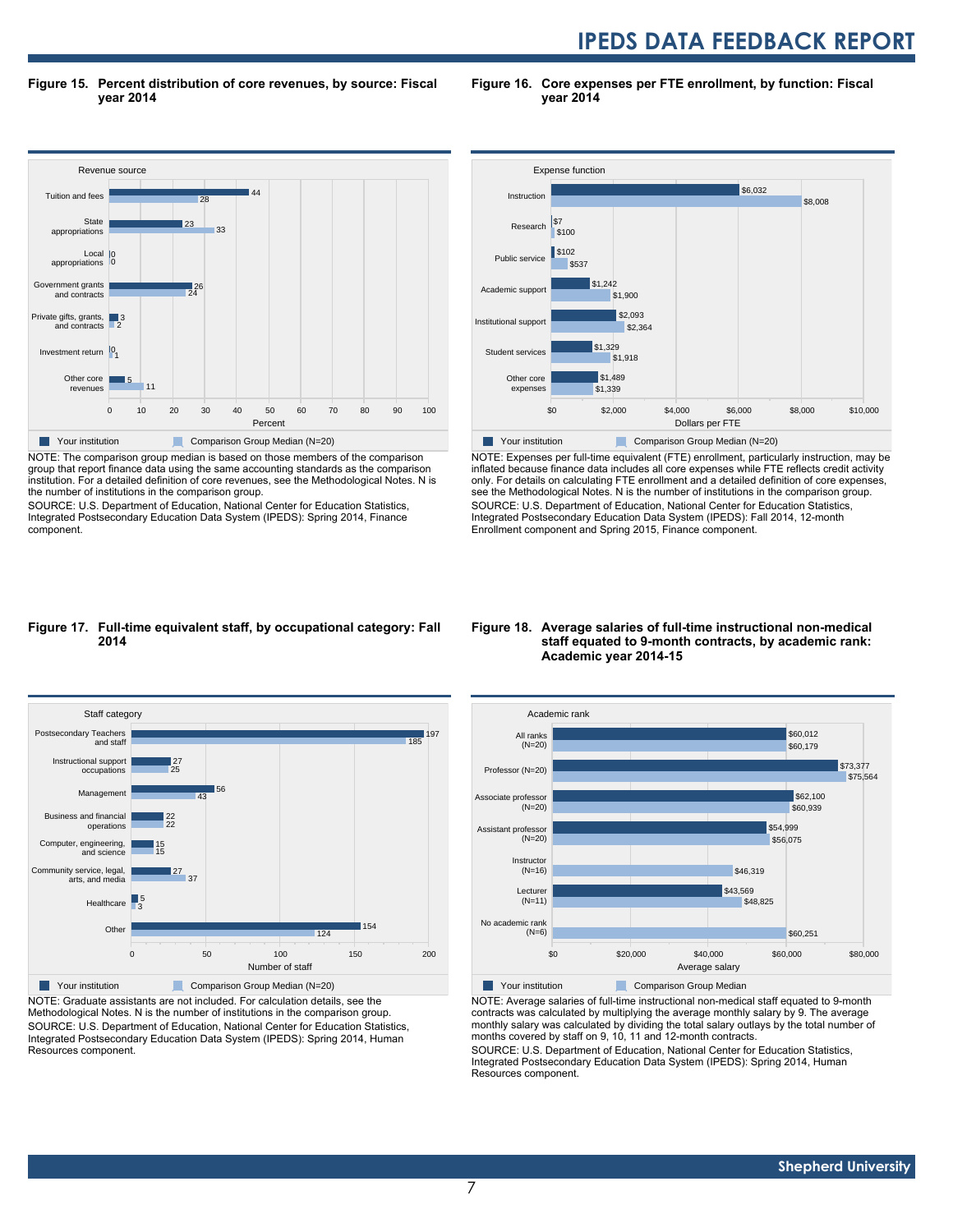# Figure 15. Percent distribution of core revenues, by source: Fiscal year 2014

| Revenue source | Your institution | Comparison Group Median (N=20) |
|---|---|---|
| Tuition and fees | 44 | 28 |
| State appropriations | 23 | 33 |
| Local appropriations | 0 | 0 |
| Government grants and contracts | 26 | 24 |
| Private gifts, grants, and contracts | 3 | 2 |
| Investment return | 0 | 1 |
| Other core revenues | 5 | 11 |

Percent

NOTE: The comparison group median is based on those members of the comparison group that report finance data using the same accounting standards as the comparison institution. For a detailed definition of core revenues, see the Methodological Notes. N is the number of institutions in the comparison group.
SOURCE: U.S. Department of Education, National Center for Education Statistics, Integrated Postsecondary Education Data System (IPEDS): Spring 2014, Finance component.

# Figure 16. Core expenses per FTE enrollment, by function: Fiscal year 2014

| Expense function | Your institution | Comparison Group Median (N=20) |
|---|---|---|
| Instruction | $6,032 | $8,008 |
| Research | $7 | $100 |
| Public service | $102 | $537 |
| Academic support | $1,242 | $1,900 |
| Institutional support | $2,093 | $2,364 |
| Student services | $1,329 | $1,918 |
| Other core expenses | $1,489 | $1,339 |

Dollars per FTE

NOTE: Expenses per full-time equivalent (FTE) enrollment, particularly instruction, may be inflated because finance data includes all core expenses while FTE reflects credit activity only. For details on calculating FTE enrollment and a detailed definition of core expenses, see the Methodological Notes. N is the number of institutions in the comparison group.
SOURCE: U.S. Department of Education, National Center for Education Statistics, Integrated Postsecondary Education Data System (IPEDS): Fall 2014, 12-month Enrollment component and Spring 2015, Finance component.

# Figure 17. Full-time equivalent staff, by occupational category: Fall 2014

| Staff category | Your institution | Comparison Group Median (N=20) |
|---|---|---|
| Postsecondary Teachers and staff | 197 | 185 |
| Instructional support occupations | 27 | 25 |
| Management | 56 | 43 |
| Business and financial operations | 22 | 22 |
| Computer, engineering, and science | 15 | 15 |
| Community service, legal, arts, and media | 27 | 37 |
| Healthcare | 5 | 3 |
| Other | 154 | 124 |

Number of staff

NOTE: Graduate assistants are not included. For calculation details, see the Methodological Notes. N is the number of institutions in the comparison group.
SOURCE: U.S. Department of Education, National Center for Education Statistics, Integrated Postsecondary Education Data System (IPEDS): Spring 2014, Human Resources component.

# Figure 18. Average salaries of full-time instructional non-medical staff equated to 9-month contracts, by academic rank: Academic year 2014-15

| Academic rank | Your institution | Comparison Group Median |
|---|---|---|
| All ranks (N=20) | $60,012 | $60,179 |
| Professor (N=20) | $73,377 | $75,564 |
| Associate professor (N=20) | $62,100 | $60,939 |
| Assistant professor (N=20) | $54,999 | $56,075 |
| Instructor (N=16) | | $46,319 |
| Lecturer (N=11) | $43,569 | $48,825 |
| No academic rank (N=6) | | $60,251 |

Average salary

NOTE: Average salaries of full-time instructional non-medical staff equated to 9-month contracts was calculated by multiplying the average monthly salary by 9. The average monthly salary was calculated by dividing the total salary outlays by the total number of months covered by staff on 9, 10, 11 and 12-month contracts.
SOURCE: U.S. Department of Education, National Center for Education Statistics, Integrated Postsecondary Education Data System (IPEDS): Spring 2014, Human Resources component.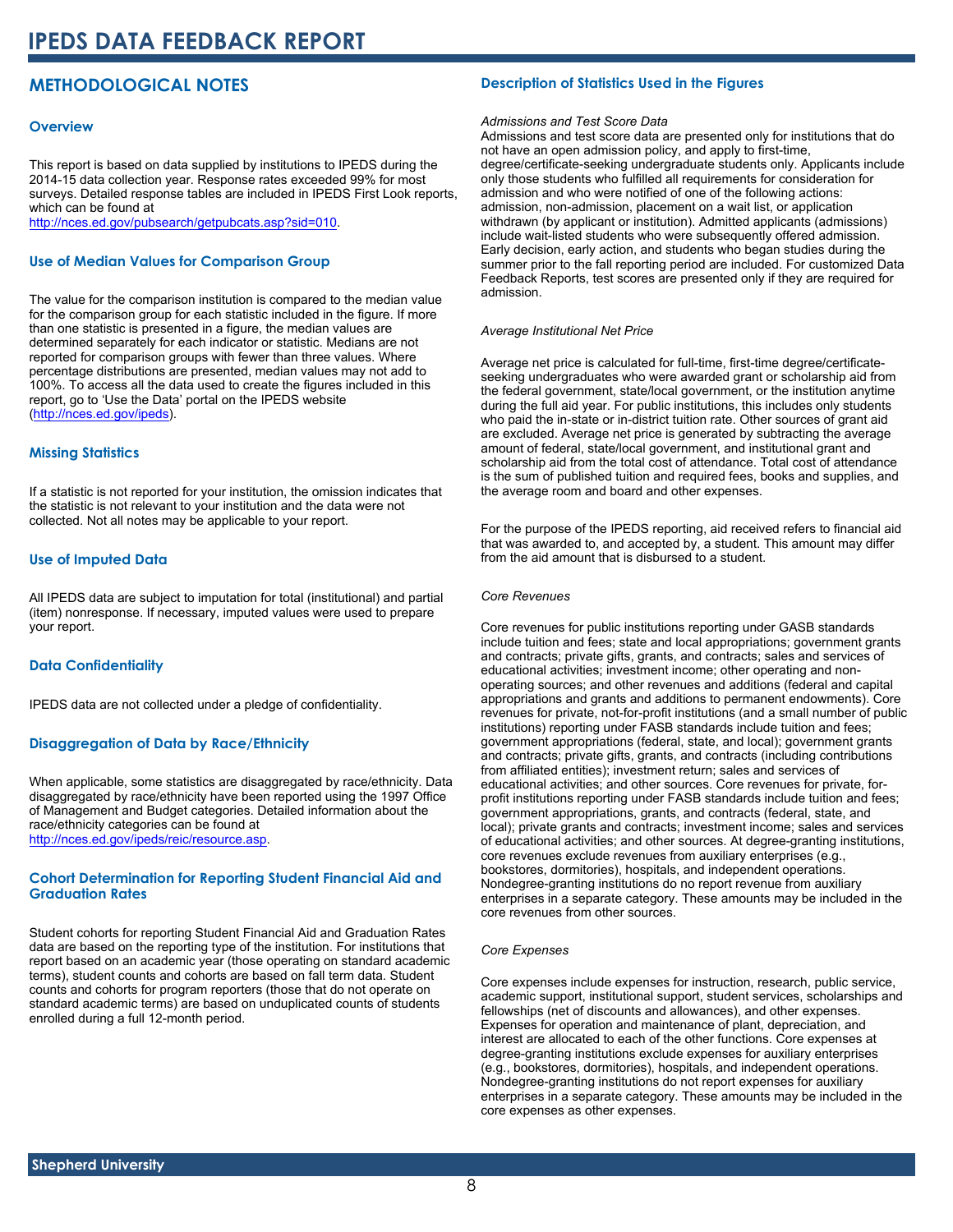# IPEDS DATA FEEDBACK REPORT

## METHODOLOGICAL NOTES

### Overview

This report is based on data supplied by institutions to IPEDS during the 2014-15 data collection year. Response rates exceeded 99% for most surveys. Detailed response tables are included in IPEDS First Look reports, which can be found at http://nces.ed.gov/pubsearch/getpubcats.asp?sid=010.

### Use of Median Values for Comparison Group

The value for the comparison institution is compared to the median value for the comparison group for each statistic included in the figure. If more than one statistic is presented in a figure, the median values are determined separately for each indicator or statistic. Medians are not reported for comparison groups with fewer than three values. Where percentage distributions are presented, median values may not add to 100%. To access all the data used to create the figures included in this report, go to 'Use the Data' portal on the IPEDS website (http://nces.ed.gov/ipeds).

### Missing Statistics

If a statistic is not reported for your institution, the omission indicates that the statistic is not relevant to your institution and the data were not collected. Not all notes may be applicable to your report.

### Use of Imputed Data

All IPEDS data are subject to imputation for total (institutional) and partial (item) nonresponse. If necessary, imputed values were used to prepare your report.

### Data Confidentiality

IPEDS data are not collected under a pledge of confidentiality.

### Disaggregation of Data by Race/Ethnicity

When applicable, some statistics are disaggregated by race/ethnicity. Data disaggregated by race/ethnicity have been reported using the 1997 Office of Management and Budget categories. Detailed information about the race/ethnicity categories can be found at http://nces.ed.gov/ipeds/reic/resource.asp.

### Cohort Determination for Reporting Student Financial Aid and Graduation Rates

Student cohorts for reporting Student Financial Aid and Graduation Rates data are based on the reporting type of the institution. For institutions that report based on an academic year (those operating on standard academic terms), student counts and cohorts are based on fall term data. Student counts and cohorts for program reporters (those that do not operate on standard academic terms) are based on unduplicated counts of students enrolled during a full 12-month period.

### Description of Statistics Used in the Figures

*Admissions and Test Score Data*

Admissions and test score data are presented only for institutions that do not have an open admission policy, and apply to first-time, degree/certificate-seeking undergraduate students only. Applicants include only those students who fulfilled all requirements for consideration for admission and who were notified of one of the following actions: admission, non-admission, placement on a wait list, or application withdrawn (by applicant or institution). Admitted applicants (admissions) include wait-listed students who were subsequently offered admission. Early decision, early action, and students who began studies during the summer prior to the fall reporting period are included. For customized Data Feedback Reports, test scores are presented only if they are required for admission.

*Average Institutional Net Price*

Average net price is calculated for full-time, first-time degree/certificate-seeking undergraduates who were awarded grant or scholarship aid from the federal government, state/local government, or the institution anytime during the full aid year. For public institutions, this includes only students who paid the in-state or in-district tuition rate. Other sources of grant aid are excluded. Average net price is generated by subtracting the average amount of federal, state/local government, and institutional grant and scholarship aid from the total cost of attendance. Total cost of attendance is the sum of published tuition and required fees, books and supplies, and the average room and board and other expenses.

For the purpose of the IPEDS reporting, aid received refers to financial aid that was awarded to, and accepted by, a student. This amount may differ from the aid amount that is disbursed to a student.

*Core Revenues*

Core revenues for public institutions reporting under GASB standards include tuition and fees; state and local appropriations; government grants and contracts; private gifts, grants, and contracts; sales and services of educational activities; investment income; other operating and non-operating sources; and other revenues and additions (federal and capital appropriations and grants and additions to permanent endowments). Core revenues for private, not-for-profit institutions (and a small number of public institutions) reporting under FASB standards include tuition and fees; government appropriations (federal, state, and local); government grants and contracts; private gifts, grants, and contracts (including contributions from affiliated entities); investment return; sales and services of educational activities; and other sources. Core revenues for private, for-profit institutions reporting under FASB standards include tuition and fees; government appropriations, grants, and contracts (federal, state, and local); private grants and contracts; investment income; sales and services of educational activities; and other sources. At degree-granting institutions, core revenues exclude revenues from auxiliary enterprises (e.g., bookstores, dormitories), hospitals, and independent operations. Nondegree-granting institutions do no report revenue from auxiliary enterprises in a separate category. These amounts may be included in the core revenues from other sources.

*Core Expenses*

Core expenses include expenses for instruction, research, public service, academic support, institutional support, student services, scholarships and fellowships (net of discounts and allowances), and other expenses. Expenses for operation and maintenance of plant, depreciation, and interest are allocated to each of the other functions. Core expenses at degree-granting institutions exclude expenses for auxiliary enterprises (e.g., bookstores, dormitories), hospitals, and independent operations. Nondegree-granting institutions do not report expenses for auxiliary enterprises in a separate category. These amounts may be included in the core expenses as other expenses.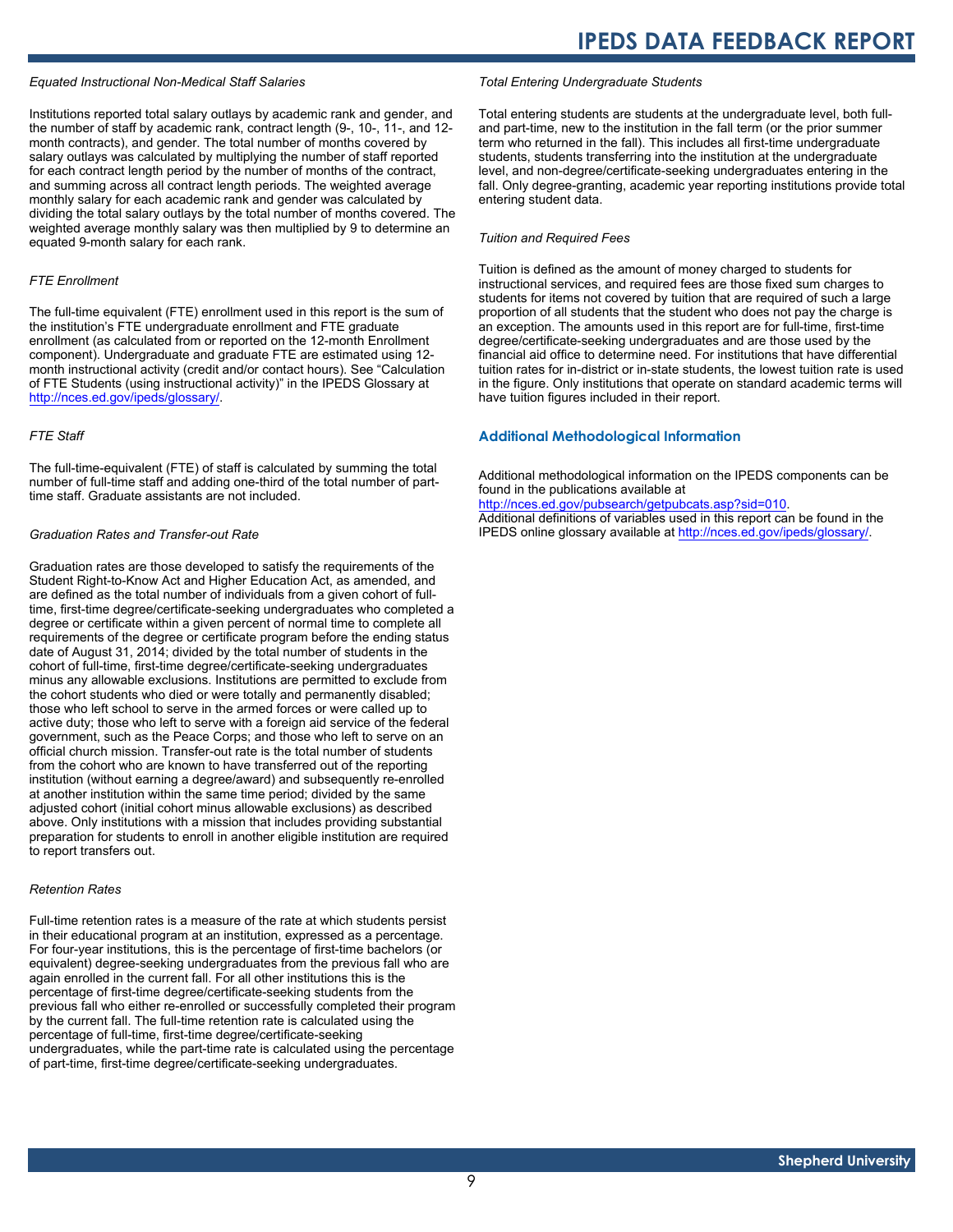*Equated Instructional Non-Medical Staff Salaries*

Institutions reported total salary outlays by academic rank and gender, and the number of staff by academic rank, contract length (9-, 10-, 11-, and 12-month contracts), and gender. The total number of months covered by salary outlays was calculated by multiplying the number of staff reported for each contract length period by the number of months of the contract, and summing across all contract length periods. The weighted average monthly salary for each academic rank and gender was calculated by dividing the total salary outlays by the total number of months covered. The weighted average monthly salary was then multiplied by 9 to determine an equated 9-month salary for each rank.

*FTE Enrollment*

The full-time equivalent (FTE) enrollment used in this report is the sum of the institution's FTE undergraduate enrollment and FTE graduate enrollment (as calculated from or reported on the 12-month Enrollment component). Undergraduate and graduate FTE are estimated using 12-month instructional activity (credit and/or contact hours). See "Calculation of FTE Students (using instructional activity)" in the IPEDS Glossary at http://nces.ed.gov/ipeds/glossary/.

*FTE Staff*

The full-time-equivalent (FTE) of staff is calculated by summing the total number of full-time staff and adding one-third of the total number of part-time staff. Graduate assistants are not included.

*Graduation Rates and Transfer-out Rate*

Graduation rates are those developed to satisfy the requirements of the Student Right-to-Know Act and Higher Education Act, as amended, and are defined as the total number of individuals from a given cohort of full-time, first-time degree/certificate-seeking undergraduates who completed a degree or certificate within a given percent of normal time to complete all requirements of the degree or certificate program before the ending status date of August 31, 2014; divided by the total number of students in the cohort of full-time, first-time degree/certificate-seeking undergraduates minus any allowable exclusions. Institutions are permitted to exclude from the cohort students who died or were totally and permanently disabled; those who left school to serve in the armed forces or were called up to active duty; those who left to serve with a foreign aid service of the federal government, such as the Peace Corps; and those who left to serve on an official church mission. Transfer-out rate is the total number of students from the cohort who are known to have transferred out of the reporting institution (without earning a degree/award) and subsequently re-enrolled at another institution within the same time period; divided by the same adjusted cohort (initial cohort minus allowable exclusions) as described above. Only institutions with a mission that includes providing substantial preparation for students to enroll in another eligible institution are required to report transfers out.

*Retention Rates*

Full-time retention rates is a measure of the rate at which students persist in their educational program at an institution, expressed as a percentage. For four-year institutions, this is the percentage of first-time bachelors (or equivalent) degree-seeking undergraduates from the previous fall who are again enrolled in the current fall. For all other institutions this is the percentage of first-time degree/certificate-seeking students from the previous fall who either re-enrolled or successfully completed their program by the current fall. The full-time retention rate is calculated using the percentage of full-time, first-time degree/certificate-seeking undergraduates, while the part-time rate is calculated using the percentage of part-time, first-time degree/certificate-seeking undergraduates.

*Total Entering Undergraduate Students*

Total entering students are students at the undergraduate level, both full- and part-time, new to the institution in the fall term (or the prior summer term who returned in the fall). This includes all first-time undergraduate students, students transferring into the institution at the undergraduate level, and non-degree/certificate-seeking undergraduates entering in the fall. Only degree-granting, academic year reporting institutions provide total entering student data.

*Tuition and Required Fees*

Tuition is defined as the amount of money charged to students for instructional services, and required fees are those fixed sum charges to students for items not covered by tuition that are required of such a large proportion of all students that the student who does not pay the charge is an exception. The amounts used in this report are for full-time, first-time degree/certificate-seeking undergraduates and are those used by the financial aid office to determine need. For institutions that have differential tuition rates for in-district or in-state students, the lowest tuition rate is used in the figure. Only institutions that operate on standard academic terms will have tuition figures included in their report.

## Additional Methodological Information

Additional methodological information on the IPEDS components can be found in the publications available at http://nces.ed.gov/pubsearch/getpubcats.asp?sid=010.
Additional definitions of variables used in this report can be found in the IPEDS online glossary available at http://nces.ed.gov/ipeds/glossary/.